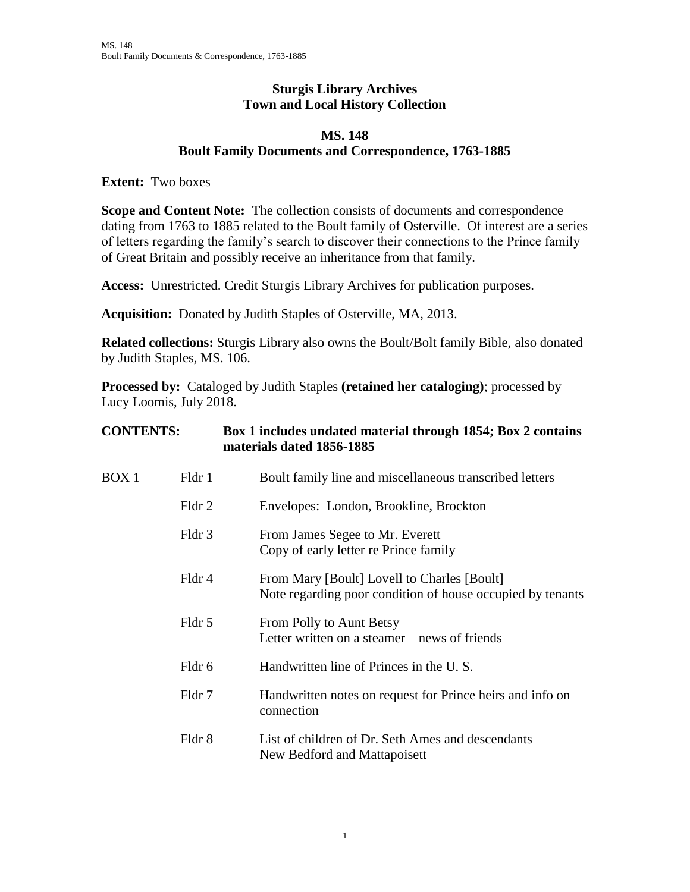# Sturgis Library Archives
# Town and Local History Collection

## MS. 148
## Boult Family Documents and Correspondence, 1763-1885

**Extent:** Two boxes

**Scope and Content Note:** The collection consists of documents and correspondence dating from 1763 to 1885 related to the Boult family of Osterville. Of interest are a series of letters regarding the family's search to discover their connections to the Prince family of Great Britain and possibly receive an inheritance from that family.

**Access:** Unrestricted. Credit Sturgis Library Archives for publication purposes.

**Acquisition:** Donated by Judith Staples of Osterville, MA, 2013.

**Related collections:** Sturgis Library also owns the Boult/Bolt family Bible, also donated by Judith Staples, MS. 106.

**Processed by:** Cataloged by Judith Staples **(retained her cataloging)**; processed by Lucy Loomis, July 2018.

**CONTENTS:** **Box 1 includes undated material through 1854; Box 2 contains materials dated 1856-1885**

| Box | Folder | Description |
| --- | --- | --- |
| BOX 1 | Fldr 1 | Boult family line and miscellaneous transcribed letters |
| | Fldr 2 | Envelopes: London, Brookline, Brockton |
| | Fldr 3 | From James Segee to Mr. Everett<br>Copy of early letter re Prince family |
| | Fldr 4 | From Mary [Boult] Lovell to Charles [Boult]<br>Note regarding poor condition of house occupied by tenants |
| | Fldr 5 | From Polly to Aunt Betsy<br>Letter written on a steamer – news of friends |
| | Fldr 6 | Handwritten line of Princes in the U. S. |
| | Fldr 7 | Handwritten notes on request for Prince heirs and info on connection |
| | Fldr 8 | List of children of Dr. Seth Ames and descendants<br>New Bedford and Mattapoisett |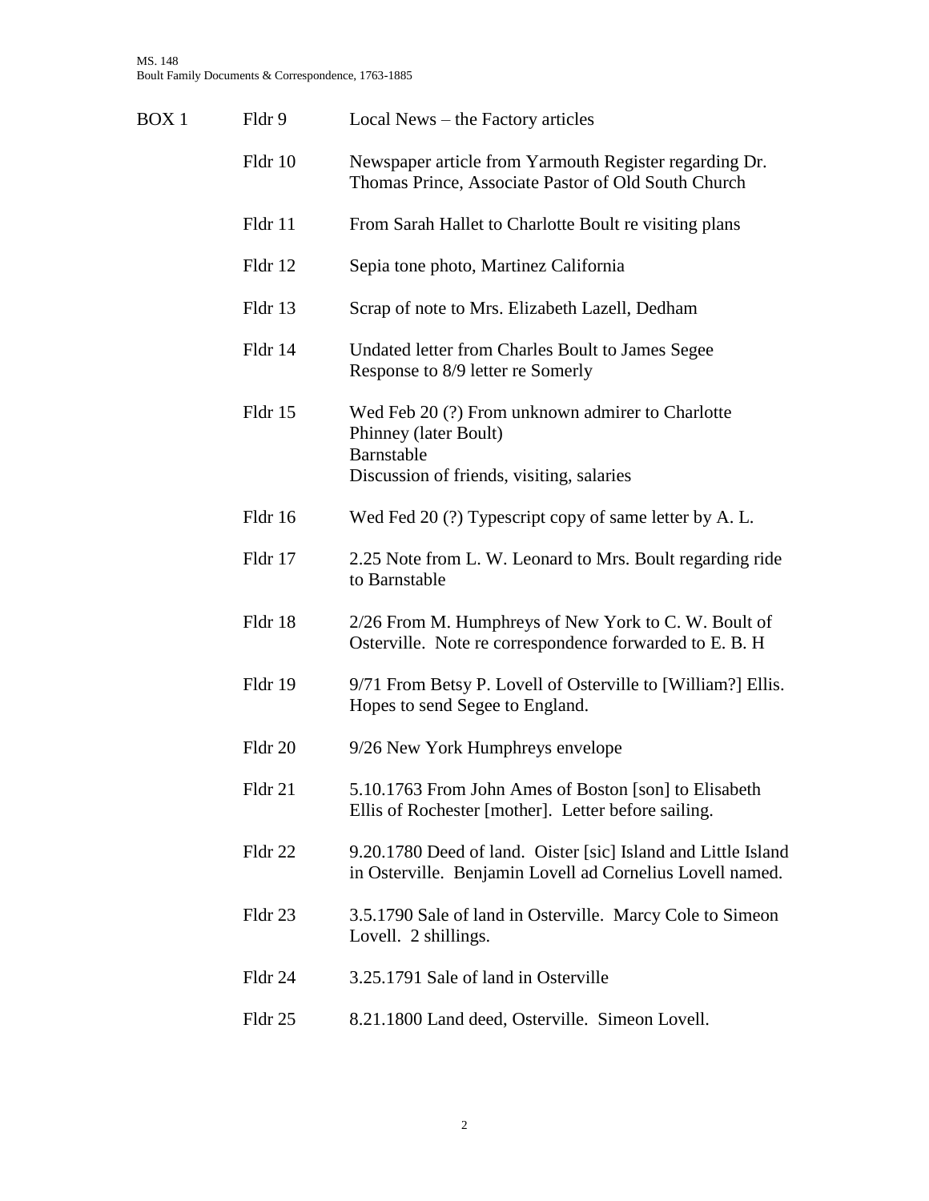| | | |
|---|---|---|
| BOX 1 | Fldr 9 | Local News – the Factory articles |
| | Fldr 10 | Newspaper article from Yarmouth Register regarding Dr. Thomas Prince, Associate Pastor of Old South Church |
| | Fldr 11 | From Sarah Hallet to Charlotte Boult re visiting plans |
| | Fldr 12 | Sepia tone photo, Martinez California |
| | Fldr 13 | Scrap of note to Mrs. Elizabeth Lazell, Dedham |
| | Fldr 14 | Undated letter from Charles Boult to James Segee<br>Response to 8/9 letter re Somerly |
| | Fldr 15 | Wed Feb 20 (?) From unknown admirer to Charlotte Phinney (later Boult)<br>Barnstable<br>Discussion of friends, visiting, salaries |
| | Fldr 16 | Wed Fed 20 (?) Typescript copy of same letter by A. L. |
| | Fldr 17 | 2.25 Note from L. W. Leonard to Mrs. Boult regarding ride to Barnstable |
| | Fldr 18 | 2/26 From M. Humphreys of New York to C. W. Boult of Osterville. Note re correspondence forwarded to E. B. H |
| | Fldr 19 | 9/71 From Betsy P. Lovell of Osterville to [William?] Ellis. Hopes to send Segee to England. |
| | Fldr 20 | 9/26 New York Humphreys envelope |
| | Fldr 21 | 5.10.1763 From John Ames of Boston [son] to Elisabeth Ellis of Rochester [mother]. Letter before sailing. |
| | Fldr 22 | 9.20.1780 Deed of land. Oister [sic] Island and Little Island in Osterville. Benjamin Lovell ad Cornelius Lovell named. |
| | Fldr 23 | 3.5.1790 Sale of land in Osterville. Marcy Cole to Simeon Lovell. 2 shillings. |
| | Fldr 24 | 3.25.1791 Sale of land in Osterville |
| | Fldr 25 | 8.21.1800 Land deed, Osterville. Simeon Lovell. |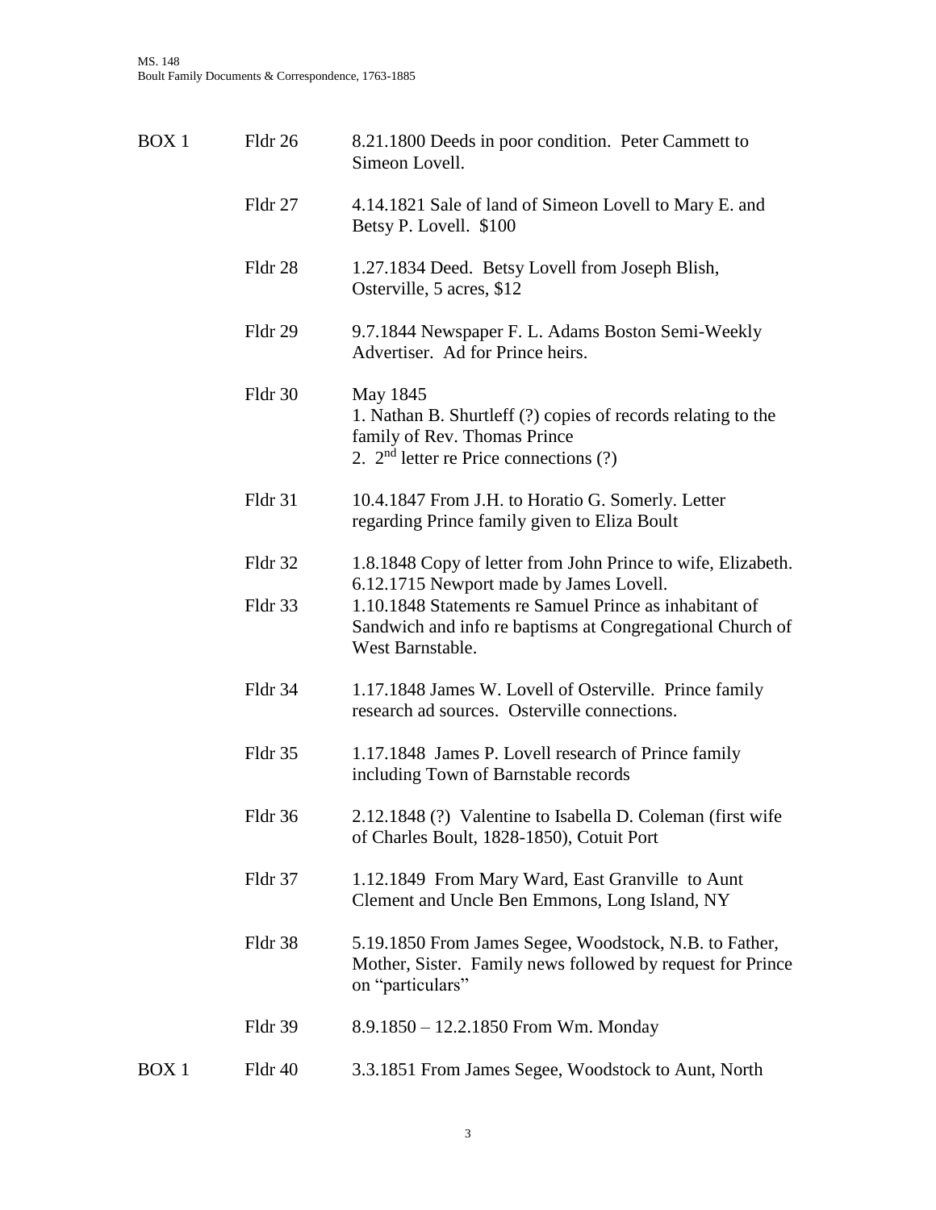| | | |
|---|---|---|
| BOX 1 | Fldr 26 | 8.21.1800 Deeds in poor condition. Peter Cammett to Simeon Lovell. |
| | Fldr 27 | 4.14.1821 Sale of land of Simeon Lovell to Mary E. and Betsy P. Lovell. $100 |
| | Fldr 28 | 1.27.1834 Deed. Betsy Lovell from Joseph Blish, Osterville, 5 acres, $12 |
| | Fldr 29 | 9.7.1844 Newspaper F. L. Adams Boston Semi-Weekly Advertiser. Ad for Prince heirs. |
| | Fldr 30 | May 1845<br>1. Nathan B. Shurtleff (?) copies of records relating to the family of Rev. Thomas Prince<br>2. 2nd letter re Price connections (?) |
| | Fldr 31 | 10.4.1847 From J.H. to Horatio G. Somerly. Letter regarding Prince family given to Eliza Boult |
| | Fldr 32 | 1.8.1848 Copy of letter from John Prince to wife, Elizabeth. 6.12.1715 Newport made by James Lovell. |
| | Fldr 33 | 1.10.1848 Statements re Samuel Prince as inhabitant of Sandwich and info re baptisms at Congregational Church of West Barnstable. |
| | Fldr 34 | 1.17.1848 James W. Lovell of Osterville. Prince family research ad sources. Osterville connections. |
| | Fldr 35 | 1.17.1848 James P. Lovell research of Prince family including Town of Barnstable records |
| | Fldr 36 | 2.12.1848 (?) Valentine to Isabella D. Coleman (first wife of Charles Boult, 1828-1850), Cotuit Port |
| | Fldr 37 | 1.12.1849 From Mary Ward, East Granville to Aunt Clement and Uncle Ben Emmons, Long Island, NY |
| | Fldr 38 | 5.19.1850 From James Segee, Woodstock, N.B. to Father, Mother, Sister. Family news followed by request for Prince on "particulars" |
| | Fldr 39 | 8.9.1850 – 12.2.1850 From Wm. Monday |
| BOX 1 | Fldr 40 | 3.3.1851 From James Segee, Woodstock to Aunt, North |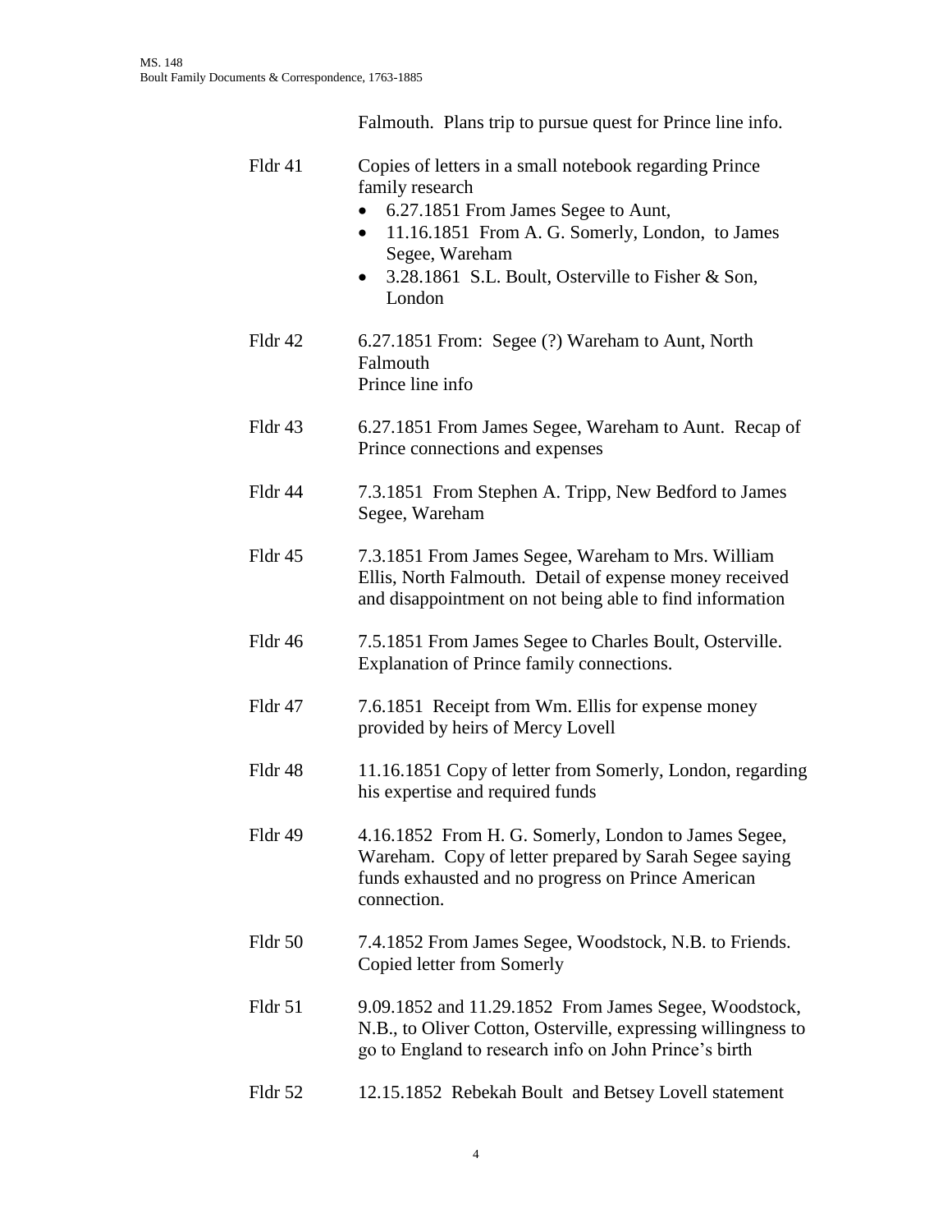Falmouth. Plans trip to pursue quest for Prince line info.

Fldr 41 Copies of letters in a small notebook regarding Prince family research

- 6.27.1851 From James Segee to Aunt,
- 11.16.1851 From A. G. Somerly, London, to James Segee, Wareham
- 3.28.1861 S.L. Boult, Osterville to Fisher & Son, London

Fldr 42 6.27.1851 From: Segee (?) Wareham to Aunt, North Falmouth
Prince line info

Fldr 43 6.27.1851 From James Segee, Wareham to Aunt. Recap of Prince connections and expenses

Fldr 44 7.3.1851 From Stephen A. Tripp, New Bedford to James Segee, Wareham

Fldr 45 7.3.1851 From James Segee, Wareham to Mrs. William Ellis, North Falmouth. Detail of expense money received and disappointment on not being able to find information

Fldr 46 7.5.1851 From James Segee to Charles Boult, Osterville. Explanation of Prince family connections.

Fldr 47 7.6.1851 Receipt from Wm. Ellis for expense money provided by heirs of Mercy Lovell

Fldr 48 11.16.1851 Copy of letter from Somerly, London, regarding his expertise and required funds

Fldr 49 4.16.1852 From H. G. Somerly, London to James Segee, Wareham. Copy of letter prepared by Sarah Segee saying funds exhausted and no progress on Prince American connection.

Fldr 50 7.4.1852 From James Segee, Woodstock, N.B. to Friends. Copied letter from Somerly

Fldr 51 9.09.1852 and 11.29.1852 From James Segee, Woodstock, N.B., to Oliver Cotton, Osterville, expressing willingness to go to England to research info on John Prince's birth

Fldr 52 12.15.1852 Rebekah Boult and Betsey Lovell statement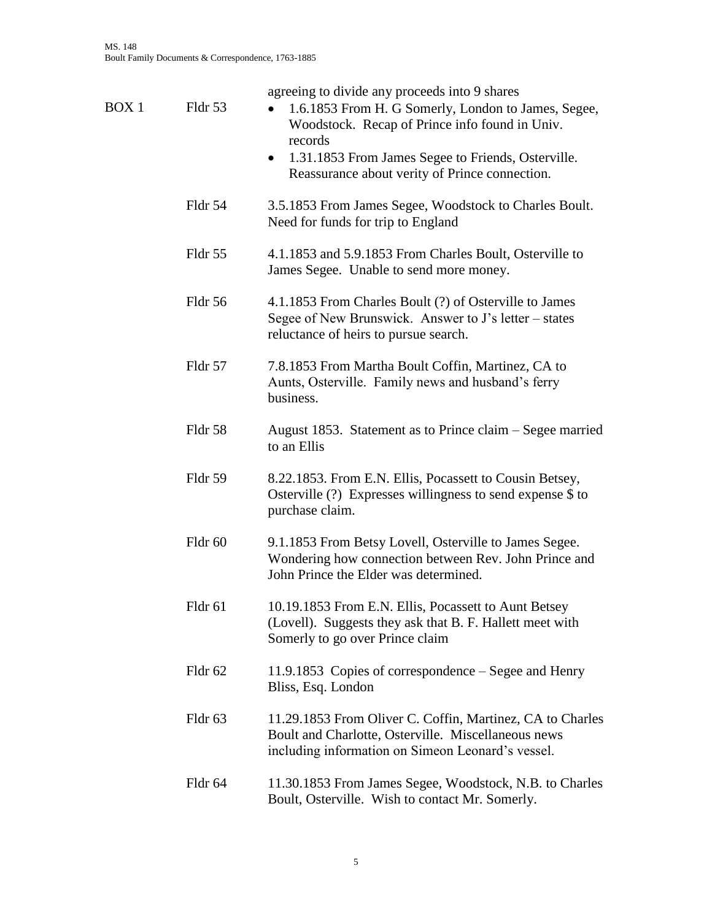agreeing to divide any proceeds into 9 shares

| | | |
|---|---|---|
| BOX 1 | Fldr 53 | • 1.6.1853 From H. G Somerly, London to James, Segee, Woodstock. Recap of Prince info found in Univ. records<br>• 1.31.1853 From James Segee to Friends, Osterville. Reassurance about verity of Prince connection. |
| | Fldr 54 | 3.5.1853 From James Segee, Woodstock to Charles Boult. Need for funds for trip to England |
| | Fldr 55 | 4.1.1853 and 5.9.1853 From Charles Boult, Osterville to James Segee. Unable to send more money. |
| | Fldr 56 | 4.1.1853 From Charles Boult (?) of Osterville to James Segee of New Brunswick. Answer to J's letter – states reluctance of heirs to pursue search. |
| | Fldr 57 | 7.8.1853 From Martha Boult Coffin, Martinez, CA to Aunts, Osterville. Family news and husband's ferry business. |
| | Fldr 58 | August 1853. Statement as to Prince claim – Segee married to an Ellis |
| | Fldr 59 | 8.22.1853. From E.N. Ellis, Pocassett to Cousin Betsey, Osterville (?) Expresses willingness to send expense $ to purchase claim. |
| | Fldr 60 | 9.1.1853 From Betsy Lovell, Osterville to James Segee. Wondering how connection between Rev. John Prince and John Prince the Elder was determined. |
| | Fldr 61 | 10.19.1853 From E.N. Ellis, Pocassett to Aunt Betsey (Lovell). Suggests they ask that B. F. Hallett meet with Somerly to go over Prince claim |
| | Fldr 62 | 11.9.1853 Copies of correspondence – Segee and Henry Bliss, Esq. London |
| | Fldr 63 | 11.29.1853 From Oliver C. Coffin, Martinez, CA to Charles Boult and Charlotte, Osterville. Miscellaneous news including information on Simeon Leonard's vessel. |
| | Fldr 64 | 11.30.1853 From James Segee, Woodstock, N.B. to Charles Boult, Osterville. Wish to contact Mr. Somerly. |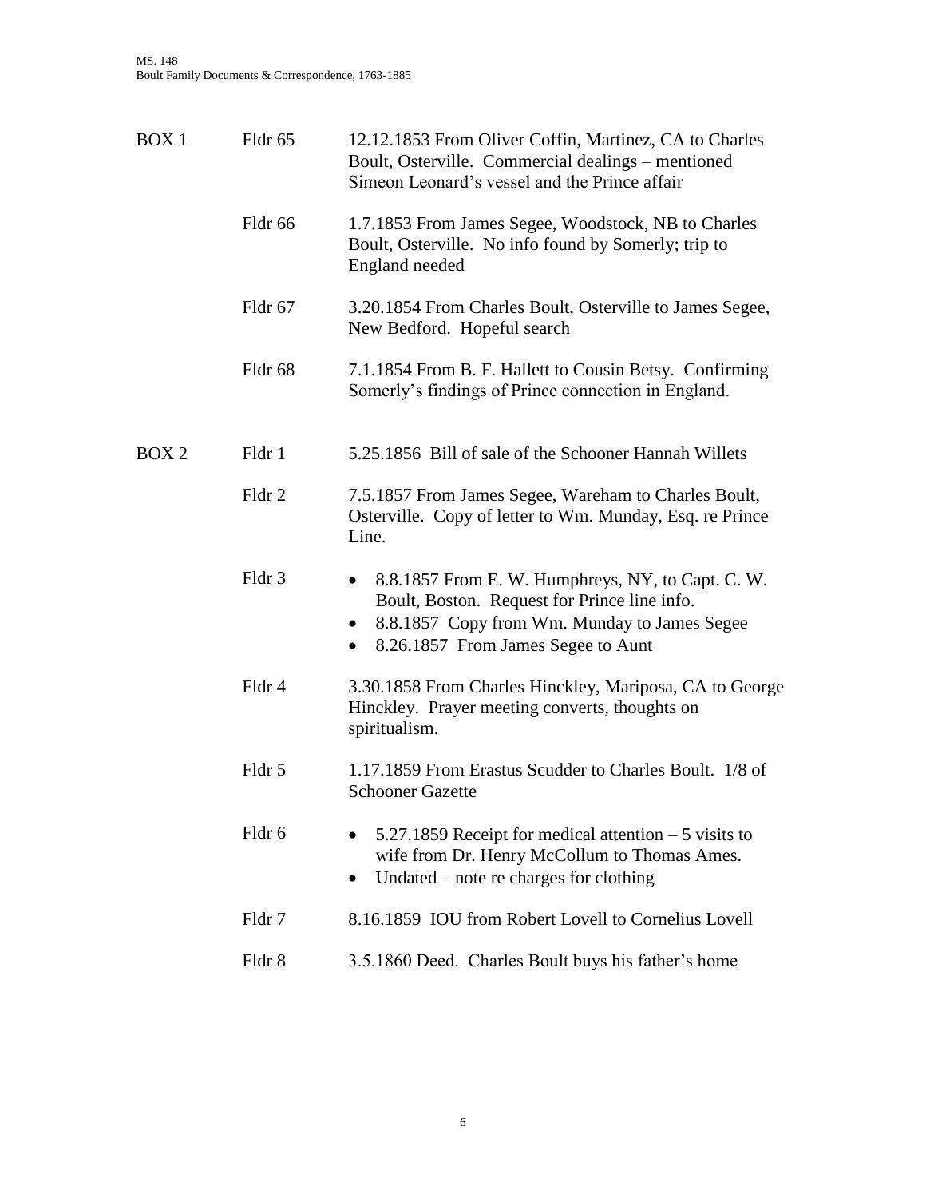| | | |
|---|---|---|
| BOX 1 | Fldr 65 | 12.12.1853 From Oliver Coffin, Martinez, CA to Charles Boult, Osterville. Commercial dealings – mentioned Simeon Leonard's vessel and the Prince affair |
| | Fldr 66 | 1.7.1853 From James Segee, Woodstock, NB to Charles Boult, Osterville. No info found by Somerly; trip to England needed |
| | Fldr 67 | 3.20.1854 From Charles Boult, Osterville to James Segee, New Bedford. Hopeful search |
| | Fldr 68 | 7.1.1854 From B. F. Hallett to Cousin Betsy. Confirming Somerly's findings of Prince connection in England. |
| BOX 2 | Fldr 1 | 5.25.1856 Bill of sale of the Schooner Hannah Willets |
| | Fldr 2 | 7.5.1857 From James Segee, Wareham to Charles Boult, Osterville. Copy of letter to Wm. Munday, Esq. re Prince Line. |
| | Fldr 3 | • 8.8.1857 From E. W. Humphreys, NY, to Capt. C. W. Boult, Boston. Request for Prince line info.<br>• 8.8.1857 Copy from Wm. Munday to James Segee<br>• 8.26.1857 From James Segee to Aunt |
| | Fldr 4 | 3.30.1858 From Charles Hinckley, Mariposa, CA to George Hinckley. Prayer meeting converts, thoughts on spiritualism. |
| | Fldr 5 | 1.17.1859 From Erastus Scudder to Charles Boult. 1/8 of Schooner Gazette |
| | Fldr 6 | • 5.27.1859 Receipt for medical attention – 5 visits to wife from Dr. Henry McCollum to Thomas Ames.<br>• Undated – note re charges for clothing |
| | Fldr 7 | 8.16.1859 IOU from Robert Lovell to Cornelius Lovell |
| | Fldr 8 | 3.5.1860 Deed. Charles Boult buys his father's home |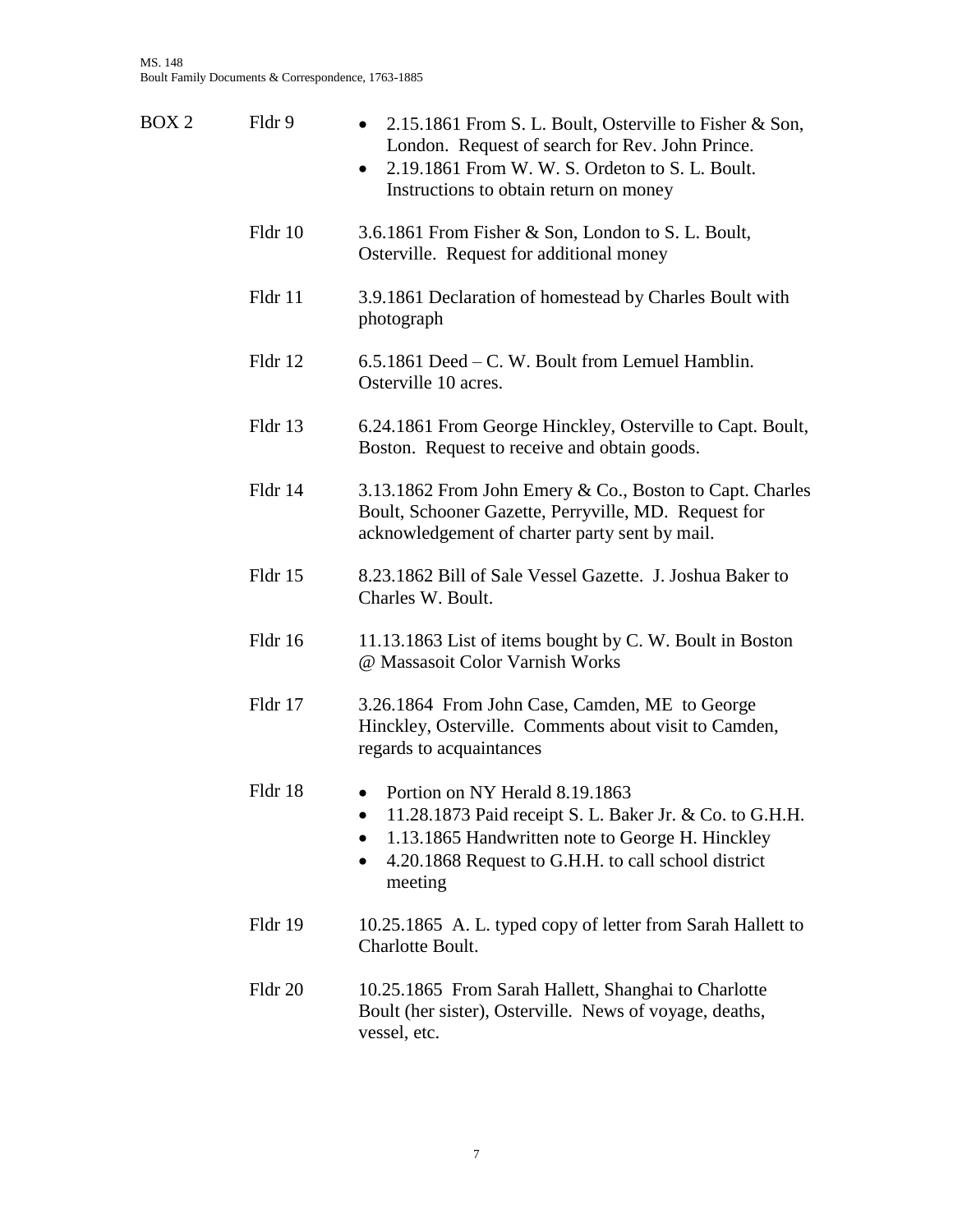| BOX 2 | Fldr 9 | • 2.15.1861 From S. L. Boult, Osterville to Fisher & Son, London. Request of search for Rev. John Prince.<br>• 2.19.1861 From W. W. S. Ordeton to S. L. Boult. Instructions to obtain return on money |
|---|---|---|
| | Fldr 10 | 3.6.1861 From Fisher & Son, London to S. L. Boult, Osterville. Request for additional money |
| | Fldr 11 | 3.9.1861 Declaration of homestead by Charles Boult with photograph |
| | Fldr 12 | 6.5.1861 Deed – C. W. Boult from Lemuel Hamblin. Osterville 10 acres. |
| | Fldr 13 | 6.24.1861 From George Hinckley, Osterville to Capt. Boult, Boston. Request to receive and obtain goods. |
| | Fldr 14 | 3.13.1862 From John Emery & Co., Boston to Capt. Charles Boult, Schooner Gazette, Perryville, MD. Request for acknowledgement of charter party sent by mail. |
| | Fldr 15 | 8.23.1862 Bill of Sale Vessel Gazette. J. Joshua Baker to Charles W. Boult. |
| | Fldr 16 | 11.13.1863 List of items bought by C. W. Boult in Boston @ Massasoit Color Varnish Works |
| | Fldr 17 | 3.26.1864 From John Case, Camden, ME to George Hinckley, Osterville. Comments about visit to Camden, regards to acquaintances |
| | Fldr 18 | • Portion on NY Herald 8.19.1863<br>• 11.28.1873 Paid receipt S. L. Baker Jr. & Co. to G.H.H.<br>• 1.13.1865 Handwritten note to George H. Hinckley<br>• 4.20.1868 Request to G.H.H. to call school district meeting |
| | Fldr 19 | 10.25.1865 A. L. typed copy of letter from Sarah Hallett to Charlotte Boult. |
| | Fldr 20 | 10.25.1865 From Sarah Hallett, Shanghai to Charlotte Boult (her sister), Osterville. News of voyage, deaths, vessel, etc. |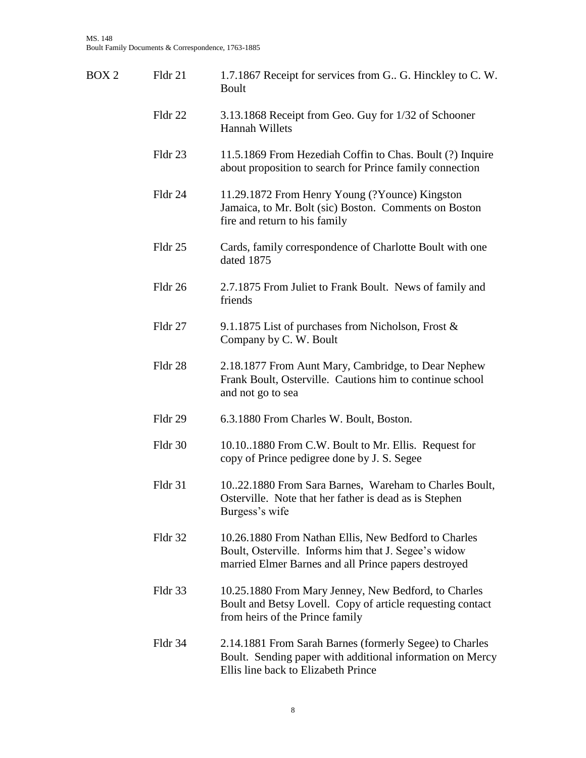| BOX 2 | Fldr 21 | 1.7.1867 Receipt for services from G.. G. Hinckley to C. W. Boult |
|---|---|---|
| | Fldr 22 | 3.13.1868 Receipt from Geo. Guy for 1/32 of Schooner Hannah Willets |
| | Fldr 23 | 11.5.1869 From Hezediah Coffin to Chas. Boult (?) Inquire about proposition to search for Prince family connection |
| | Fldr 24 | 11.29.1872 From Henry Young (?Younce) Kingston Jamaica, to Mr. Bolt (sic) Boston. Comments on Boston fire and return to his family |
| | Fldr 25 | Cards, family correspondence of Charlotte Boult with one dated 1875 |
| | Fldr 26 | 2.7.1875 From Juliet to Frank Boult. News of family and friends |
| | Fldr 27 | 9.1.1875 List of purchases from Nicholson, Frost & Company by C. W. Boult |
| | Fldr 28 | 2.18.1877 From Aunt Mary, Cambridge, to Dear Nephew Frank Boult, Osterville. Cautions him to continue school and not go to sea |
| | Fldr 29 | 6.3.1880 From Charles W. Boult, Boston. |
| | Fldr 30 | 10.10..1880 From C.W. Boult to Mr. Ellis. Request for copy of Prince pedigree done by J. S. Segee |
| | Fldr 31 | 10..22.1880 From Sara Barnes, Wareham to Charles Boult, Osterville. Note that her father is dead as is Stephen Burgess's wife |
| | Fldr 32 | 10.26.1880 From Nathan Ellis, New Bedford to Charles Boult, Osterville. Informs him that J. Segee's widow married Elmer Barnes and all Prince papers destroyed |
| | Fldr 33 | 10.25.1880 From Mary Jenney, New Bedford, to Charles Boult and Betsy Lovell. Copy of article requesting contact from heirs of the Prince family |
| | Fldr 34 | 2.14.1881 From Sarah Barnes (formerly Segee) to Charles Boult. Sending paper with additional information on Mercy Ellis line back to Elizabeth Prince |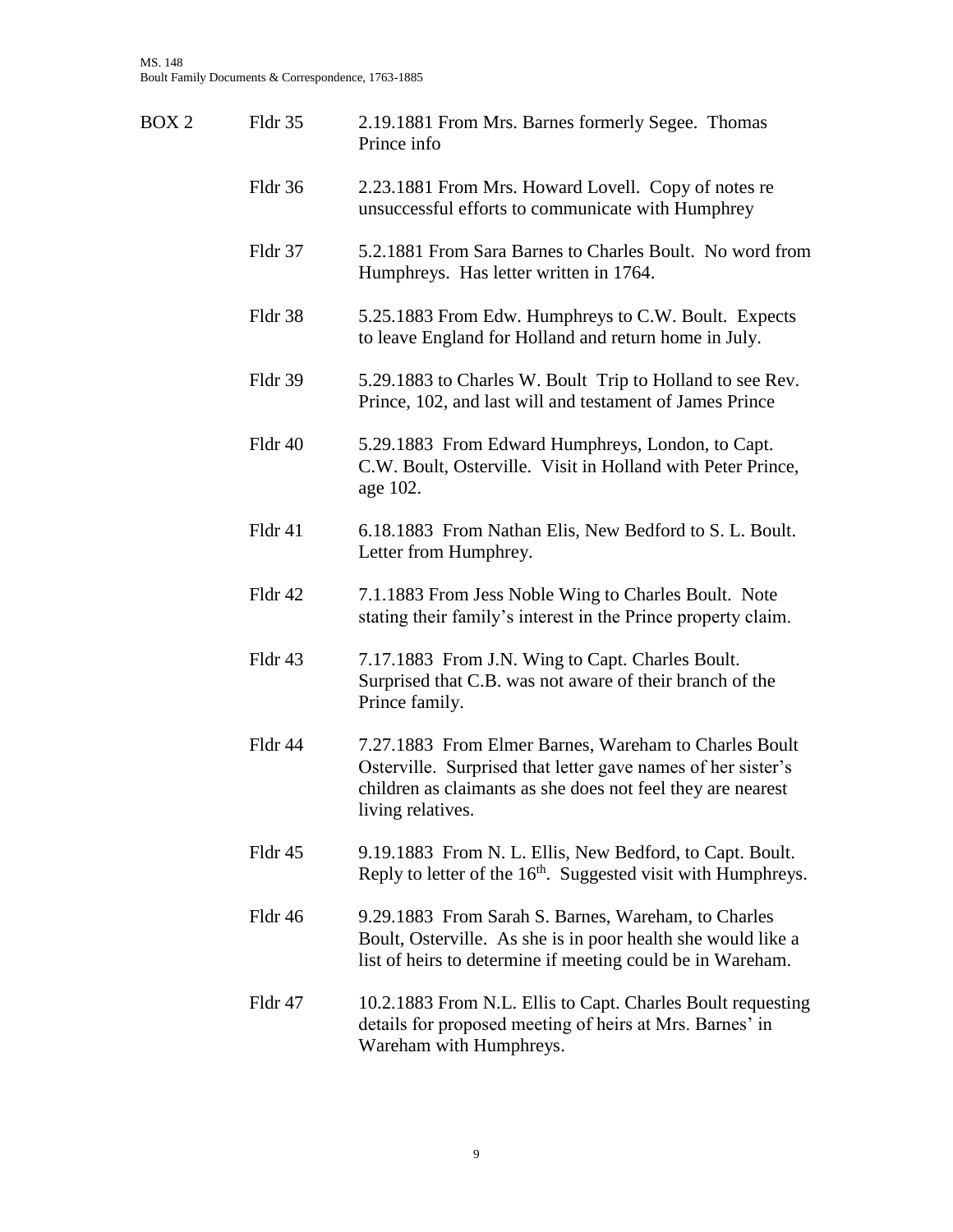| BOX 2 | Fldr 35 | 2.19.1881 From Mrs. Barnes formerly Segee. Thomas Prince info |
|---|---|---|
| | Fldr 36 | 2.23.1881 From Mrs. Howard Lovell. Copy of notes re unsuccessful efforts to communicate with Humphrey |
| | Fldr 37 | 5.2.1881 From Sara Barnes to Charles Boult. No word from Humphreys. Has letter written in 1764. |
| | Fldr 38 | 5.25.1883 From Edw. Humphreys to C.W. Boult. Expects to leave England for Holland and return home in July. |
| | Fldr 39 | 5.29.1883 to Charles W. Boult Trip to Holland to see Rev. Prince, 102, and last will and testament of James Prince |
| | Fldr 40 | 5.29.1883 From Edward Humphreys, London, to Capt. C.W. Boult, Osterville. Visit in Holland with Peter Prince, age 102. |
| | Fldr 41 | 6.18.1883 From Nathan Elis, New Bedford to S. L. Boult. Letter from Humphrey. |
| | Fldr 42 | 7.1.1883 From Jess Noble Wing to Charles Boult. Note stating their family's interest in the Prince property claim. |
| | Fldr 43 | 7.17.1883 From J.N. Wing to Capt. Charles Boult. Surprised that C.B. was not aware of their branch of the Prince family. |
| | Fldr 44 | 7.27.1883 From Elmer Barnes, Wareham to Charles Boult Osterville. Surprised that letter gave names of her sister's children as claimants as she does not feel they are nearest living relatives. |
| | Fldr 45 | 9.19.1883 From N. L. Ellis, New Bedford, to Capt. Boult. Reply to letter of the 16th. Suggested visit with Humphreys. |
| | Fldr 46 | 9.29.1883 From Sarah S. Barnes, Wareham, to Charles Boult, Osterville. As she is in poor health she would like a list of heirs to determine if meeting could be in Wareham. |
| | Fldr 47 | 10.2.1883 From N.L. Ellis to Capt. Charles Boult requesting details for proposed meeting of heirs at Mrs. Barnes' in Wareham with Humphreys. |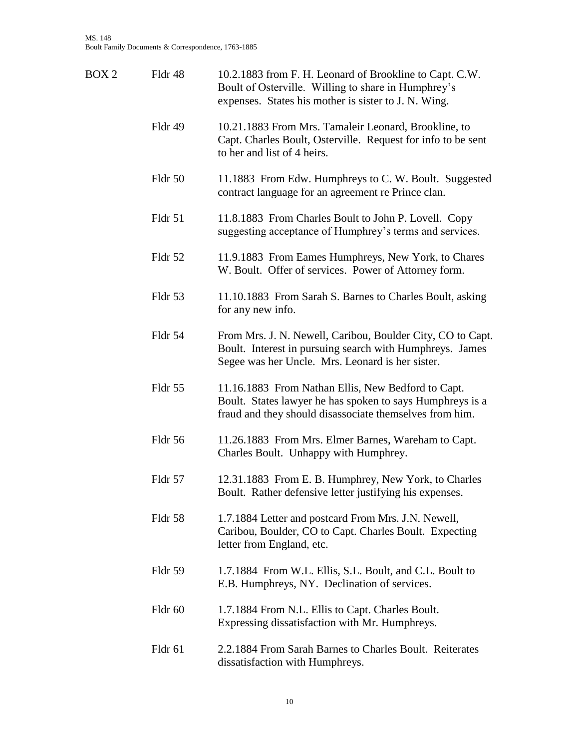| BOX 2 | Fldr 48 | 10.2.1883 from F. H. Leonard of Brookline to Capt. C.W. Boult of Osterville. Willing to share in Humphrey's expenses. States his mother is sister to J. N. Wing. |
| --- | --- | --- |
| | Fldr 49 | 10.21.1883 From Mrs. Tamaleir Leonard, Brookline, to Capt. Charles Boult, Osterville. Request for info to be sent to her and list of 4 heirs. |
| | Fldr 50 | 11.1883 From Edw. Humphreys to C. W. Boult. Suggested contract language for an agreement re Prince clan. |
| | Fldr 51 | 11.8.1883 From Charles Boult to John P. Lovell. Copy suggesting acceptance of Humphrey's terms and services. |
| | Fldr 52 | 11.9.1883 From Eames Humphreys, New York, to Chares W. Boult. Offer of services. Power of Attorney form. |
| | Fldr 53 | 11.10.1883 From Sarah S. Barnes to Charles Boult, asking for any new info. |
| | Fldr 54 | From Mrs. J. N. Newell, Caribou, Boulder City, CO to Capt. Boult. Interest in pursuing search with Humphreys. James Segee was her Uncle. Mrs. Leonard is her sister. |
| | Fldr 55 | 11.16.1883 From Nathan Ellis, New Bedford to Capt. Boult. States lawyer he has spoken to says Humphreys is a fraud and they should disassociate themselves from him. |
| | Fldr 56 | 11.26.1883 From Mrs. Elmer Barnes, Wareham to Capt. Charles Boult. Unhappy with Humphrey. |
| | Fldr 57 | 12.31.1883 From E. B. Humphrey, New York, to Charles Boult. Rather defensive letter justifying his expenses. |
| | Fldr 58 | 1.7.1884 Letter and postcard From Mrs. J.N. Newell, Caribou, Boulder, CO to Capt. Charles Boult. Expecting letter from England, etc. |
| | Fldr 59 | 1.7.1884 From W.L. Ellis, S.L. Boult, and C.L. Boult to E.B. Humphreys, NY. Declination of services. |
| | Fldr 60 | 1.7.1884 From N.L. Ellis to Capt. Charles Boult. Expressing dissatisfaction with Mr. Humphreys. |
| | Fldr 61 | 2.2.1884 From Sarah Barnes to Charles Boult. Reiterates dissatisfaction with Humphreys. |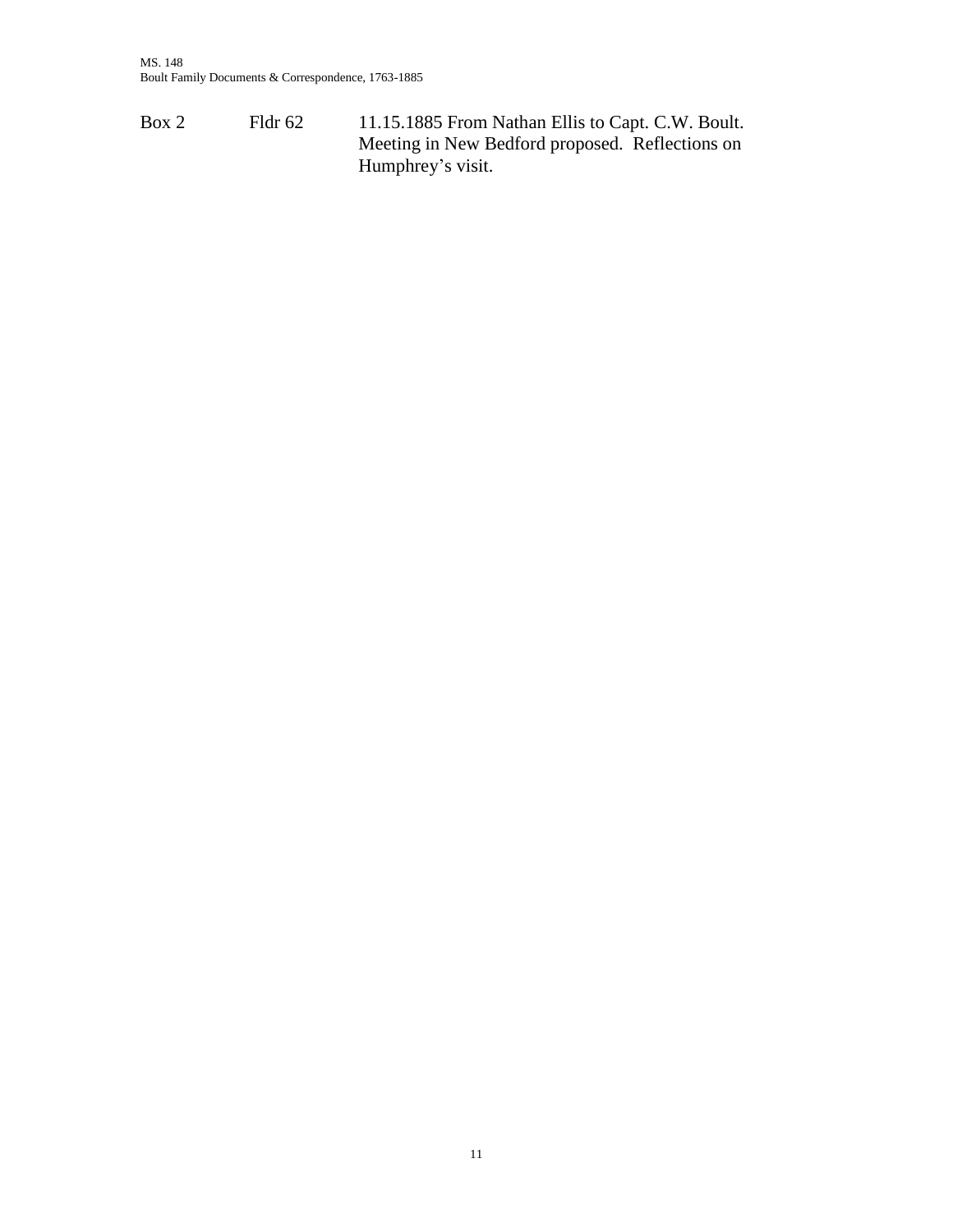| | | |
|---|---|---|
| Box 2 | Fldr 62 | 11.15.1885 From Nathan Ellis to Capt. C.W. Boult. Meeting in New Bedford proposed. Reflections on Humphrey's visit. |